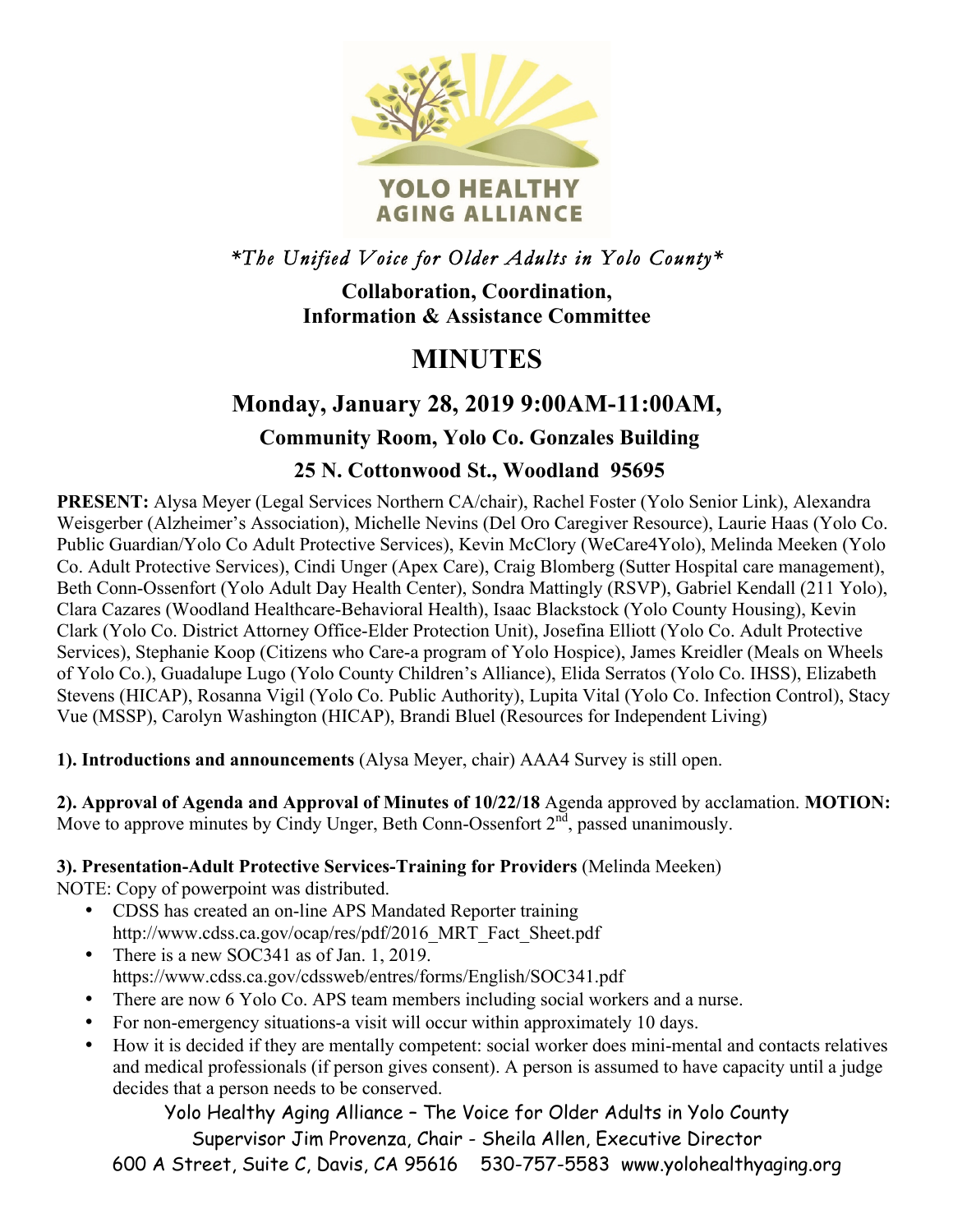YOLO HEALTHY AGING ALLIANCE

*\*The Unified Voice for Older Adults in Yolo County\**

**Collaboration, Coordination, Information & Assistance Committee**

# MINUTES

## Monday, January 28, 2019 9:00AM-11:00AM,

### Community Room, Yolo Co. Gonzales Building

### 25 N. Cottonwood St., Woodland 95695

**PRESENT:** Alysa Meyer (Legal Services Northern CA/chair), Rachel Foster (Yolo Senior Link), Alexandra Weisgerber (Alzheimer's Association), Michelle Nevins (Del Oro Caregiver Resource), Laurie Haas (Yolo Co. Public Guardian/Yolo Co Adult Protective Services), Kevin McClory (WeCare4Yolo), Melinda Meeken (Yolo Co. Adult Protective Services), Cindi Unger (Apex Care), Craig Blomberg (Sutter Hospital care management), Beth Conn-Ossenfort (Yolo Adult Day Health Center), Sondra Mattingly (RSVP), Gabriel Kendall (211 Yolo), Clara Cazares (Woodland Healthcare-Behavioral Health), Isaac Blackstock (Yolo County Housing), Kevin Clark (Yolo Co. District Attorney Office-Elder Protection Unit), Josefina Elliott (Yolo Co. Adult Protective Services), Stephanie Koop (Citizens who Care-a program of Yolo Hospice), James Kreidler (Meals on Wheels of Yolo Co.), Guadalupe Lugo (Yolo County Children's Alliance), Elida Serratos (Yolo Co. IHSS), Elizabeth Stevens (HICAP), Rosanna Vigil (Yolo Co. Public Authority), Lupita Vital (Yolo Co. Infection Control), Stacy Vue (MSSP), Carolyn Washington (HICAP), Brandi Bluel (Resources for Independent Living)

**1). Introductions and announcements** (Alysa Meyer, chair) AAA4 Survey is still open.

**2). Approval of Agenda and Approval of Minutes of 10/22/18** Agenda approved by acclamation. **MOTION:** Move to approve minutes by Cindy Unger, Beth Conn-Ossenfort 2nd, passed unanimously.

**3). Presentation-Adult Protective Services-Training for Providers** (Melinda Meeken)

NOTE: Copy of powerpoint was distributed.

- CDSS has created an on-line APS Mandated Reporter training http://www.cdss.ca.gov/ocap/res/pdf/2016_MRT_Fact_Sheet.pdf
- There is a new SOC341 as of Jan. 1, 2019. https://www.cdss.ca.gov/cdssweb/entres/forms/English/SOC341.pdf
- There are now 6 Yolo Co. APS team members including social workers and a nurse.
- For non-emergency situations-a visit will occur within approximately 10 days.
- How it is decided if they are mentally competent: social worker does mini-mental and contacts relatives and medical professionals (if person gives consent). A person is assumed to have capacity until a judge decides that a person needs to be conserved.

Yolo Healthy Aging Alliance – The Voice for Older Adults in Yolo County
Supervisor Jim Provenza, Chair - Sheila Allen, Executive Director
600 A Street, Suite C, Davis, CA 95616 530-757-5583 www.yolohealthyaging.org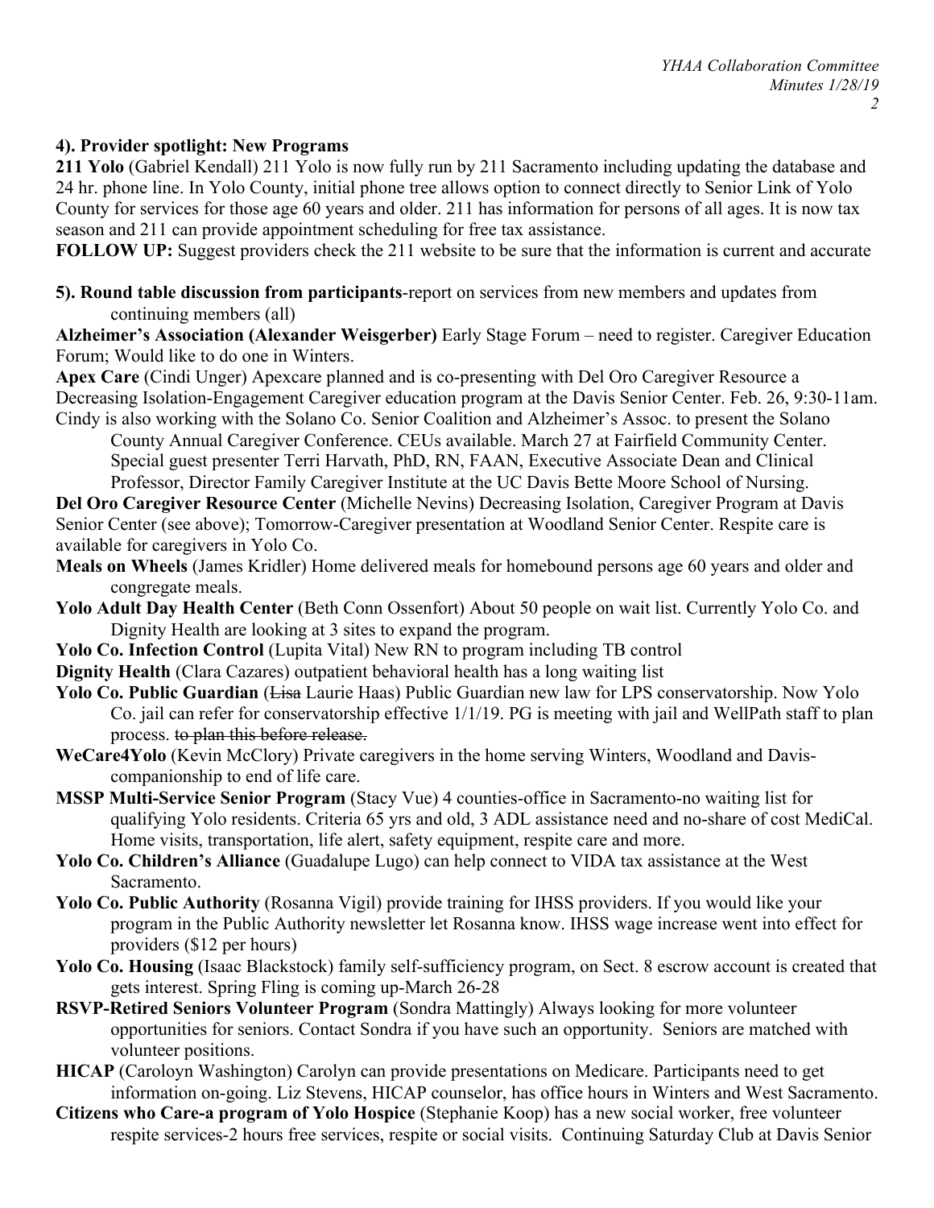**4). Provider spotlight: New Programs**

**211 Yolo** (Gabriel Kendall) 211 Yolo is now fully run by 211 Sacramento including updating the database and 24 hr. phone line. In Yolo County, initial phone tree allows option to connect directly to Senior Link of Yolo County for services for those age 60 years and older. 211 has information for persons of all ages. It is now tax season and 211 can provide appointment scheduling for free tax assistance.

**FOLLOW UP:** Suggest providers check the 211 website to be sure that the information is current and accurate

**5). Round table discussion from participants**-report on services from new members and updates from continuing members (all)

**Alzheimer's Association (Alexander Weisgerber)** Early Stage Forum – need to register. Caregiver Education Forum; Would like to do one in Winters.

**Apex Care** (Cindi Unger) Apexcare planned and is co-presenting with Del Oro Caregiver Resource a Decreasing Isolation-Engagement Caregiver education program at the Davis Senior Center. Feb. 26, 9:30-11am. Cindy is also working with the Solano Co. Senior Coalition and Alzheimer's Assoc. to present the Solano County Annual Caregiver Conference. CEUs available. March 27 at Fairfield Community Center. Special guest presenter Terri Harvath, PhD, RN, FAAN, Executive Associate Dean and Clinical Professor, Director Family Caregiver Institute at the UC Davis Bette Moore School of Nursing.

**Del Oro Caregiver Resource Center** (Michelle Nevins) Decreasing Isolation, Caregiver Program at Davis Senior Center (see above); Tomorrow-Caregiver presentation at Woodland Senior Center. Respite care is available for caregivers in Yolo Co.

**Meals on Wheels** (James Kridler) Home delivered meals for homebound persons age 60 years and older and congregate meals.

**Yolo Adult Day Health Center** (Beth Conn Ossenfort) About 50 people on wait list. Currently Yolo Co. and Dignity Health are looking at 3 sites to expand the program.

**Yolo Co. Infection Control** (Lupita Vital) New RN to program including TB control

**Dignity Health** (Clara Cazares) outpatient behavioral health has a long waiting list

**Yolo Co. Public Guardian** (~~Lisa~~ Laurie Haas) Public Guardian new law for LPS conservatorship. Now Yolo Co. jail can refer for conservatorship effective 1/1/19. PG is meeting with jail and WellPath staff to plan process. ~~to plan this before release.~~

**WeCare4Yolo** (Kevin McClory) Private caregivers in the home serving Winters, Woodland and Davis-companionship to end of life care.

**MSSP Multi-Service Senior Program** (Stacy Vue) 4 counties-office in Sacramento-no waiting list for qualifying Yolo residents. Criteria 65 yrs and old, 3 ADL assistance need and no-share of cost MediCal. Home visits, transportation, life alert, safety equipment, respite care and more.

**Yolo Co. Children's Alliance** (Guadalupe Lugo) can help connect to VIDA tax assistance at the West Sacramento.

**Yolo Co. Public Authority** (Rosanna Vigil) provide training for IHSS providers. If you would like your program in the Public Authority newsletter let Rosanna know. IHSS wage increase went into effect for providers ($12 per hours)

**Yolo Co. Housing** (Isaac Blackstock) family self-sufficiency program, on Sect. 8 escrow account is created that gets interest. Spring Fling is coming up-March 26-28

**RSVP-Retired Seniors Volunteer Program** (Sondra Mattingly) Always looking for more volunteer opportunities for seniors. Contact Sondra if you have such an opportunity. Seniors are matched with volunteer positions.

**HICAP** (Caroloyn Washington) Carolyn can provide presentations on Medicare. Participants need to get information on-going. Liz Stevens, HICAP counselor, has office hours in Winters and West Sacramento.

**Citizens who Care-a program of Yolo Hospice** (Stephanie Koop) has a new social worker, free volunteer respite services-2 hours free services, respite or social visits. Continuing Saturday Club at Davis Senior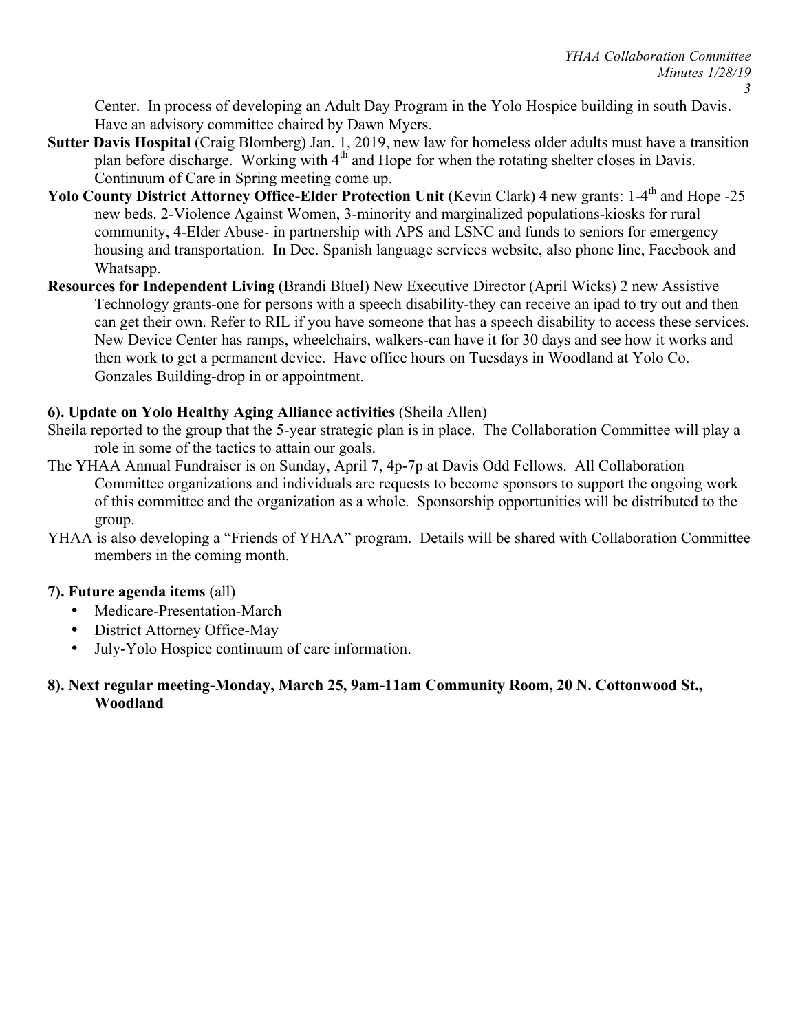Center. In process of developing an Adult Day Program in the Yolo Hospice building in south Davis. Have an advisory committee chaired by Dawn Myers.

**Sutter Davis Hospital** (Craig Blomberg) Jan. 1, 2019, new law for homeless older adults must have a transition plan before discharge. Working with 4th and Hope for when the rotating shelter closes in Davis. Continuum of Care in Spring meeting come up.

**Yolo County District Attorney Office-Elder Protection Unit** (Kevin Clark) 4 new grants: 1-4th and Hope -25 new beds. 2-Violence Against Women, 3-minority and marginalized populations-kiosks for rural community, 4-Elder Abuse- in partnership with APS and LSNC and funds to seniors for emergency housing and transportation. In Dec. Spanish language services website, also phone line, Facebook and Whatsapp.

**Resources for Independent Living** (Brandi Bluel) New Executive Director (April Wicks) 2 new Assistive Technology grants-one for persons with a speech disability-they can receive an ipad to try out and then can get their own. Refer to RIL if you have someone that has a speech disability to access these services. New Device Center has ramps, wheelchairs, walkers-can have it for 30 days and see how it works and then work to get a permanent device. Have office hours on Tuesdays in Woodland at Yolo Co. Gonzales Building-drop in or appointment.

**6). Update on Yolo Healthy Aging Alliance activities** (Sheila Allen)

Sheila reported to the group that the 5-year strategic plan is in place. The Collaboration Committee will play a role in some of the tactics to attain our goals.

The YHAA Annual Fundraiser is on Sunday, April 7, 4p-7p at Davis Odd Fellows. All Collaboration Committee organizations and individuals are requests to become sponsors to support the ongoing work of this committee and the organization as a whole. Sponsorship opportunities will be distributed to the group.

YHAA is also developing a "Friends of YHAA" program. Details will be shared with Collaboration Committee members in the coming month.

**7). Future agenda items** (all)

- Medicare-Presentation-March
- District Attorney Office-May
- July-Yolo Hospice continuum of care information.

**8). Next regular meeting-Monday, March 25, 9am-11am Community Room, 20 N. Cottonwood St., Woodland**